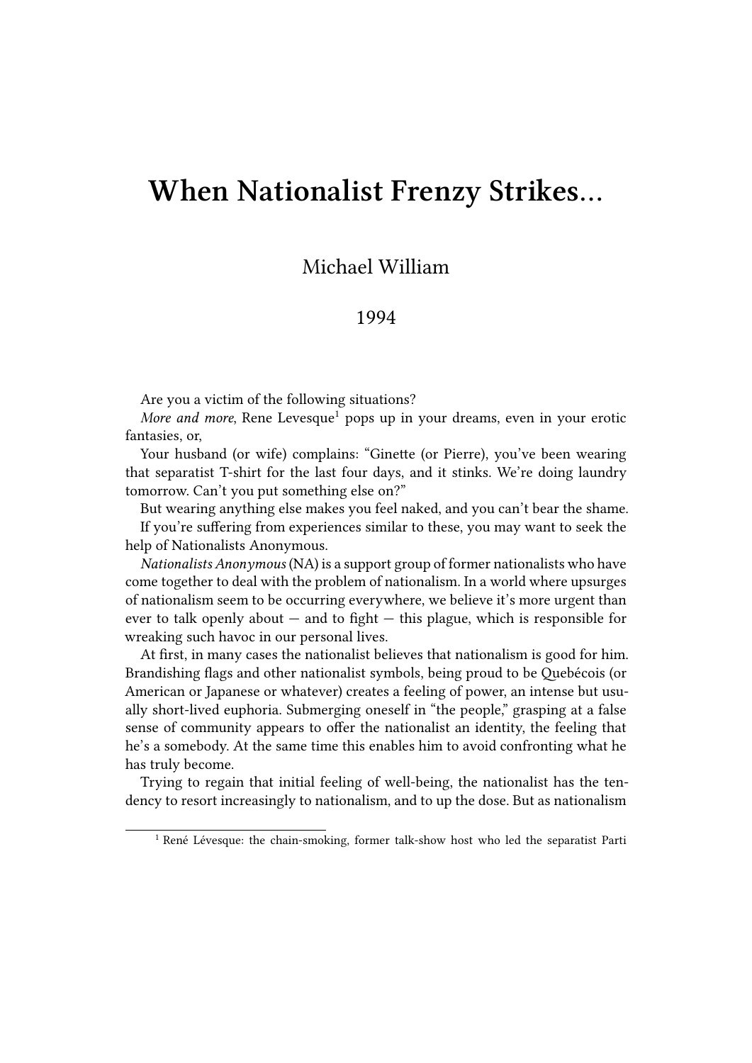# When Nationalist Frenzy Strikes…

Michael William

1994

Are you a victim of the following situations?

*More and more*, Rene Levesque[1] pops up in your dreams, even in your erotic fantasies, or,

Your husband (or wife) complains: "Ginette (or Pierre), you've been wearing that separatist T-shirt for the last four days, and it stinks. We're doing laundry tomorrow. Can't you put something else on?"

But wearing anything else makes you feel naked, and you can't bear the shame.

If you're suffering from experiences similar to these, you may want to seek the help of Nationalists Anonymous.

*Nationalists Anonymous* (NA) is a support group of former nationalists who have come together to deal with the problem of nationalism. In a world where upsurges of nationalism seem to be occurring everywhere, we believe it's more urgent than ever to talk openly about — and to fight — this plague, which is responsible for wreaking such havoc in our personal lives.

At first, in many cases the nationalist believes that nationalism is good for him. Brandishing flags and other nationalist symbols, being proud to be Québécois (or American or Japanese or whatever) creates a feeling of power, an intense but usually short-lived euphoria. Submerging oneself in "the people," grasping at a false sense of community appears to offer the nationalist an identity, the feeling that he's a somebody. At the same time this enables him to avoid confronting what he has truly become.

Trying to regain that initial feeling of well-being, the nationalist has the tendency to resort increasingly to nationalism, and to up the dose. But as nationalism

[1] René Lévesque: the chain-smoking, former talk-show host who led the separatist Parti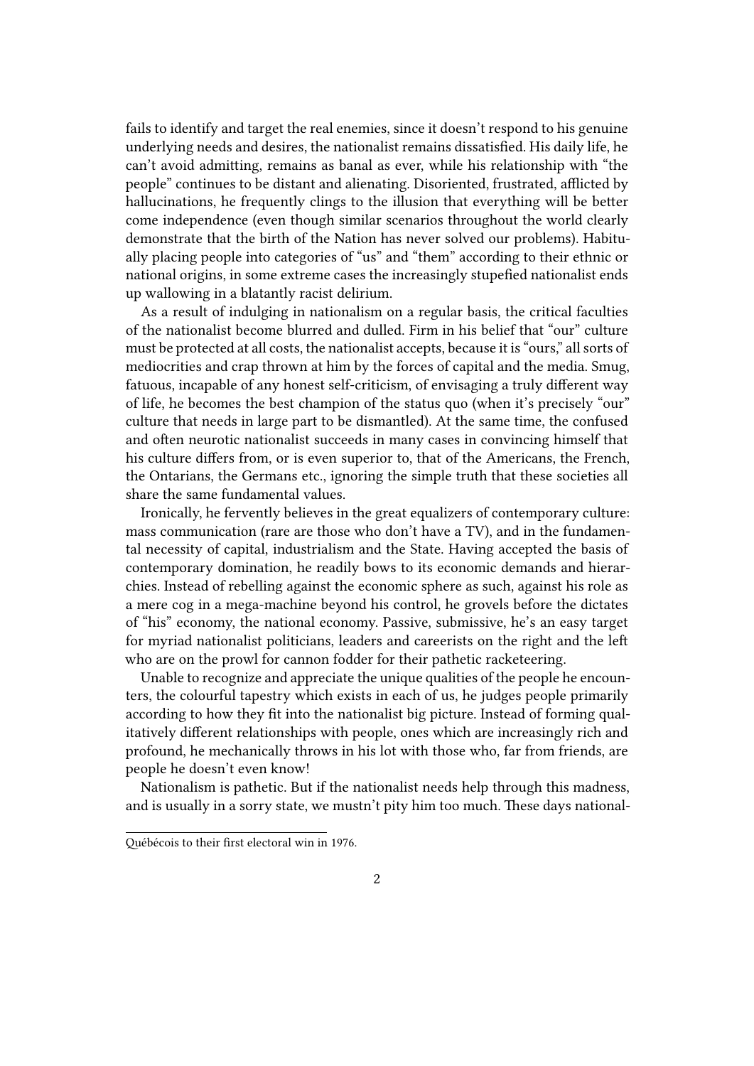fails to identify and target the real enemies, since it doesn't respond to his genuine underlying needs and desires, the nationalist remains dissatisfied. His daily life, he can't avoid admitting, remains as banal as ever, while his relationship with "the people" continues to be distant and alienating. Disoriented, frustrated, afflicted by hallucinations, he frequently clings to the illusion that everything will be better come independence (even though similar scenarios throughout the world clearly demonstrate that the birth of the Nation has never solved our problems). Habitually placing people into categories of "us" and "them" according to their ethnic or national origins, in some extreme cases the increasingly stupefied nationalist ends up wallowing in a blatantly racist delirium.

As a result of indulging in nationalism on a regular basis, the critical faculties of the nationalist become blurred and dulled. Firm in his belief that "our" culture must be protected at all costs, the nationalist accepts, because it is "ours," all sorts of mediocrities and crap thrown at him by the forces of capital and the media. Smug, fatuous, incapable of any honest self-criticism, of envisaging a truly different way of life, he becomes the best champion of the status quo (when it's precisely "our" culture that needs in large part to be dismantled). At the same time, the confused and often neurotic nationalist succeeds in many cases in convincing himself that his culture differs from, or is even superior to, that of the Americans, the French, the Ontarians, the Germans etc., ignoring the simple truth that these societies all share the same fundamental values.

Ironically, he fervently believes in the great equalizers of contemporary culture: mass communication (rare are those who don't have a TV), and in the fundamental necessity of capital, industrialism and the State. Having accepted the basis of contemporary domination, he readily bows to its economic demands and hierarchies. Instead of rebelling against the economic sphere as such, against his role as a mere cog in a mega-machine beyond his control, he grovels before the dictates of "his" economy, the national economy. Passive, submissive, he's an easy target for myriad nationalist politicians, leaders and careerists on the right and the left who are on the prowl for cannon fodder for their pathetic racketeering.

Unable to recognize and appreciate the unique qualities of the people he encounters, the colourful tapestry which exists in each of us, he judges people primarily according to how they fit into the nationalist big picture. Instead of forming qualitatively different relationships with people, ones which are increasingly rich and profound, he mechanically throws in his lot with those who, far from friends, are people he doesn't even know!

Nationalism is pathetic. But if the nationalist needs help through this madness, and is usually in a sorry state, we mustn't pity him too much. These days national-

Québécois to their first electoral win in 1976.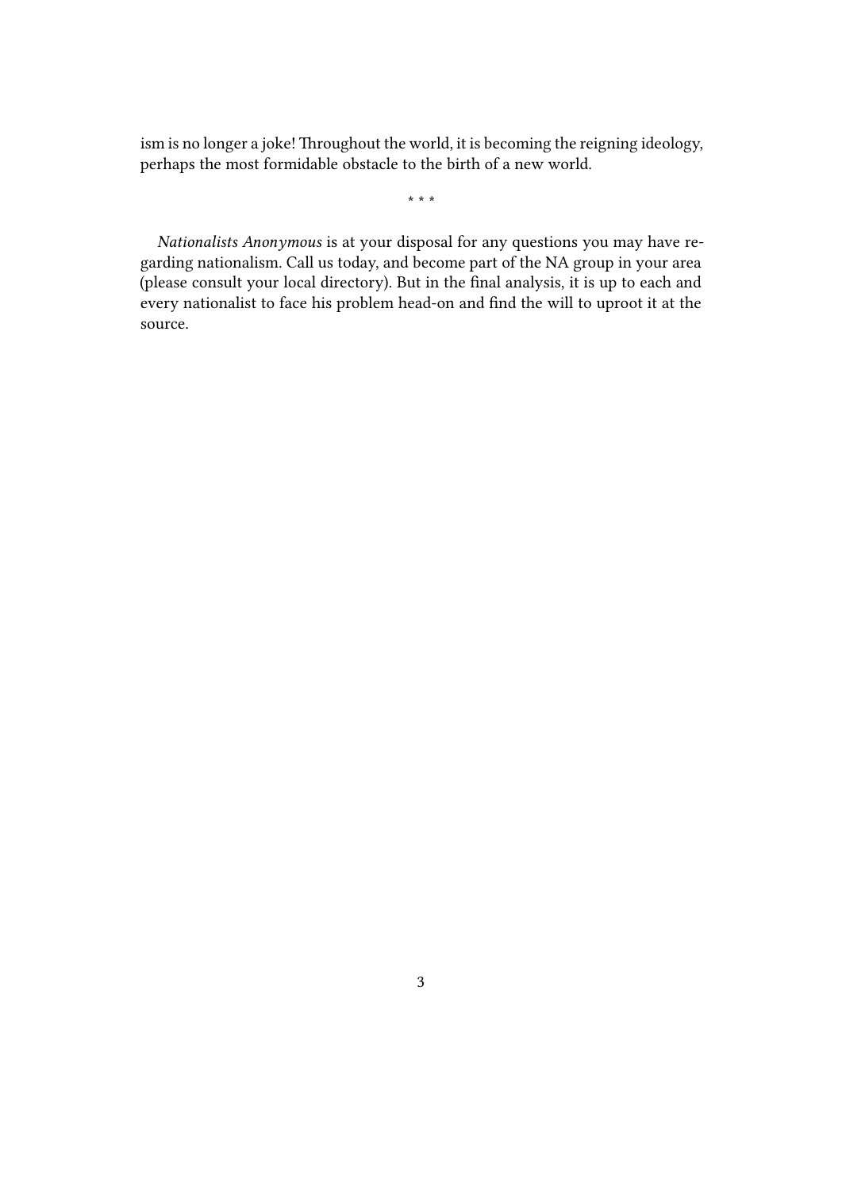ism is no longer a joke! Throughout the world, it is becoming the reigning ideology, perhaps the most formidable obstacle to the birth of a new world.

* * *

*Nationalists Anonymous* is at your disposal for any questions you may have regarding nationalism. Call us today, and become part of the NA group in your area (please consult your local directory). But in the final analysis, it is up to each and every nationalist to face his problem head-on and find the will to uproot it at the source.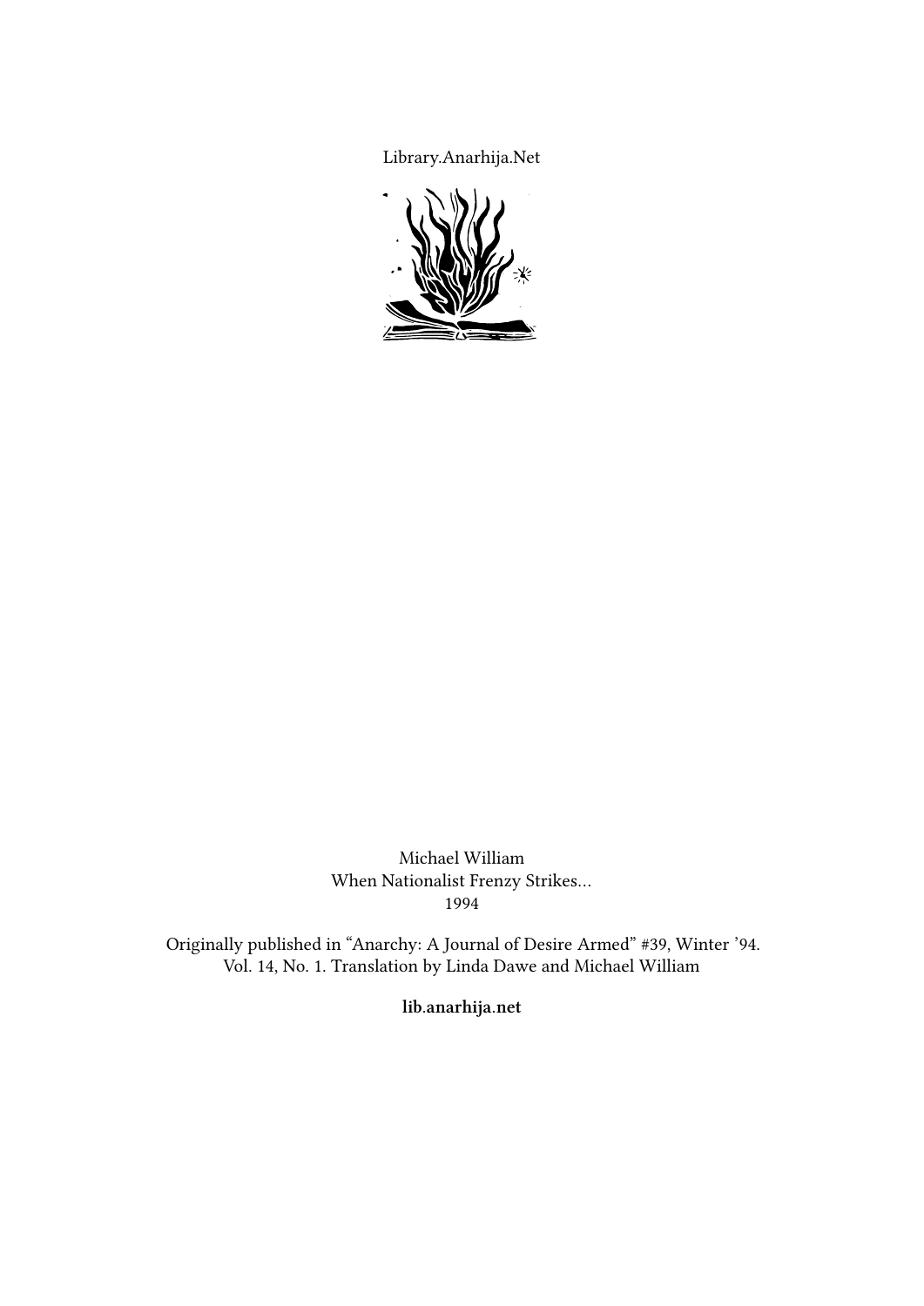Library.Anarhija.Net

Michael William
When Nationalist Frenzy Strikes…
1994

Originally published in "Anarchy: A Journal of Desire Armed" #39, Winter '94. Vol. 14, No. 1. Translation by Linda Dawe and Michael William

**lib.anarhija.net**